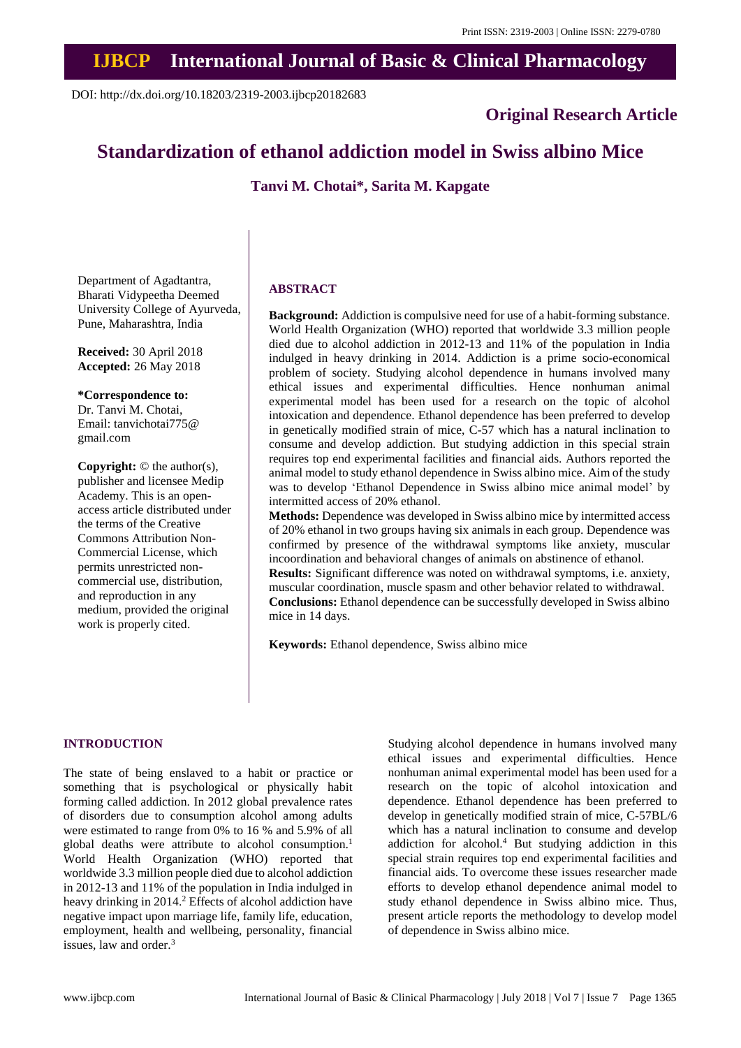Print ISSN: 2319-2003 | Online ISSN: 2279-0780

# IJBCP International Journal of Basic & Clinical Pharmacology

DOI: http://dx.doi.org/10.18203/2319-2003.ijbcp20182683

**Original Research Article**

# Standardization of ethanol addiction model in Swiss albino Mice

**Tanvi M. Chotai\*, Sarita M. Kapgate**

Department of Agadtantra, Bharati Vidypeetha Deemed University College of Ayurveda, Pune, Maharashtra, India

**Received:** 30 April 2018
**Accepted:** 26 May 2018

**\*Correspondence to:**
Dr. Tanvi M. Chotai,
Email: tanvichotai775@gmail.com

**Copyright:** © the author(s), publisher and licensee Medip Academy. This is an open-access article distributed under the terms of the Creative Commons Attribution Non-Commercial License, which permits unrestricted non-commercial use, distribution, and reproduction in any medium, provided the original work is properly cited.

## ABSTRACT

**Background:** Addiction is compulsive need for use of a habit-forming substance. World Health Organization (WHO) reported that worldwide 3.3 million people died due to alcohol addiction in 2012-13 and 11% of the population in India indulged in heavy drinking in 2014. Addiction is a prime socio-economical problem of society. Studying alcohol dependence in humans involved many ethical issues and experimental difficulties. Hence nonhuman animal experimental model has been used for a research on the topic of alcohol intoxication and dependence. Ethanol dependence has been preferred to develop in genetically modified strain of mice, C-57 which has a natural inclination to consume and develop addiction. But studying addiction in this special strain requires top end experimental facilities and financial aids. Authors reported the animal model to study ethanol dependence in Swiss albino mice. Aim of the study was to develop 'Ethanol Dependence in Swiss albino mice animal model' by intermitted access of 20% ethanol.

**Methods:** Dependence was developed in Swiss albino mice by intermitted access of 20% ethanol in two groups having six animals in each group. Dependence was confirmed by presence of the withdrawal symptoms like anxiety, muscular incoordination and behavioral changes of animals on abstinence of ethanol.

**Results:** Significant difference was noted on withdrawal symptoms, i.e. anxiety, muscular coordination, muscle spasm and other behavior related to withdrawal.

**Conclusions:** Ethanol dependence can be successfully developed in Swiss albino mice in 14 days.

**Keywords:** Ethanol dependence, Swiss albino mice

## INTRODUCTION

The state of being enslaved to a habit or practice or something that is psychological or physically habit forming called addiction. In 2012 global prevalence rates of disorders due to consumption alcohol among adults were estimated to range from 0% to 16 % and 5.9% of all global deaths were attribute to alcohol consumption.[1] World Health Organization (WHO) reported that worldwide 3.3 million people died due to alcohol addiction in 2012-13 and 11% of the population in India indulged in heavy drinking in 2014.[2] Effects of alcohol addiction have negative impact upon marriage life, family life, education, employment, health and wellbeing, personality, financial issues, law and order.[3]

Studying alcohol dependence in humans involved many ethical issues and experimental difficulties. Hence nonhuman animal experimental model has been used for a research on the topic of alcohol intoxication and dependence. Ethanol dependence has been preferred to develop in genetically modified strain of mice, C-57BL/6 which has a natural inclination to consume and develop addiction for alcohol.[4] But studying addiction in this special strain requires top end experimental facilities and financial aids. To overcome these issues researcher made efforts to develop ethanol dependence animal model to study ethanol dependence in Swiss albino mice. Thus, present article reports the methodology to develop model of dependence in Swiss albino mice.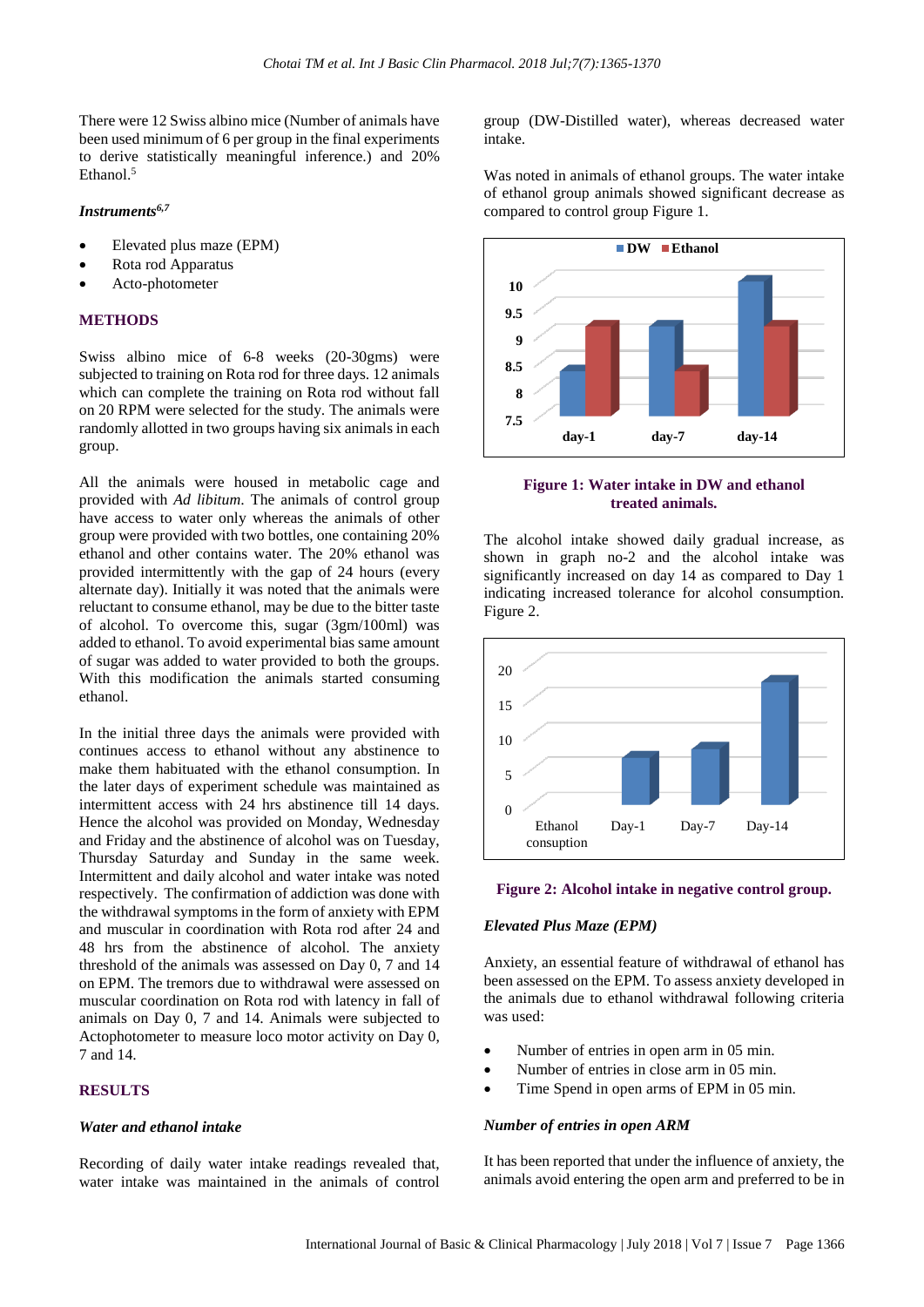There were 12 Swiss albino mice (Number of animals have been used minimum of 6 per group in the final experiments to derive statistically meaningful inference.) and 20% Ethanol.[5]

### *Instruments*[6,7]

- Elevated plus maze (EPM)
- Rota rod Apparatus
- Acto-photometer

## METHODS

Swiss albino mice of 6-8 weeks (20-30gms) were subjected to training on Rota rod for three days. 12 animals which can complete the training on Rota rod without fall on 20 RPM were selected for the study. The animals were randomly allotted in two groups having six animals in each group.

All the animals were housed in metabolic cage and provided with *Ad libitum*. The animals of control group have access to water only whereas the animals of other group were provided with two bottles, one containing 20% ethanol and other contains water. The 20% ethanol was provided intermittently with the gap of 24 hours (every alternate day). Initially it was noted that the animals were reluctant to consume ethanol, may be due to the bitter taste of alcohol. To overcome this, sugar (3gm/100ml) was added to ethanol. To avoid experimental bias same amount of sugar was added to water provided to both the groups. With this modification the animals started consuming ethanol.

In the initial three days the animals were provided with continues access to ethanol without any abstinence to make them habituated with the ethanol consumption. In the later days of experiment schedule was maintained as intermittent access with 24 hrs abstinence till 14 days. Hence the alcohol was provided on Monday, Wednesday and Friday and the abstinence of alcohol was on Tuesday, Thursday Saturday and Sunday in the same week. Intermittent and daily alcohol and water intake was noted respectively. The confirmation of addiction was done with the withdrawal symptoms in the form of anxiety with EPM and muscular in coordination with Rota rod after 24 and 48 hrs from the abstinence of alcohol. The anxiety threshold of the animals was assessed on Day 0, 7 and 14 on EPM. The tremors due to withdrawal were assessed on muscular coordination on Rota rod with latency in fall of animals on Day 0, 7 and 14. Animals were subjected to Actophotometer to measure loco motor activity on Day 0, 7 and 14.

## RESULTS

### *Water and ethanol intake*

Recording of daily water intake readings revealed that, water intake was maintained in the animals of control group (DW-Distilled water), whereas decreased water intake.

Was noted in animals of ethanol groups. The water intake of ethanol group animals showed significant decrease as compared to control group Figure 1.

**Figure 1: Water intake in DW and ethanol treated animals.**

The alcohol intake showed daily gradual increase, as shown in graph no-2 and the alcohol intake was significantly increased on day 14 as compared to Day 1 indicating increased tolerance for alcohol consumption. Figure 2.

**Figure 2: Alcohol intake in negative control group.**

### *Elevated Plus Maze (EPM)*

Anxiety, an essential feature of withdrawal of ethanol has been assessed on the EPM. To assess anxiety developed in the animals due to ethanol withdrawal following criteria was used:

- Number of entries in open arm in 05 min.
- Number of entries in close arm in 05 min.
- Time Spend in open arms of EPM in 05 min.

### *Number of entries in open ARM*

It has been reported that under the influence of anxiety, the animals avoid entering the open arm and preferred to be in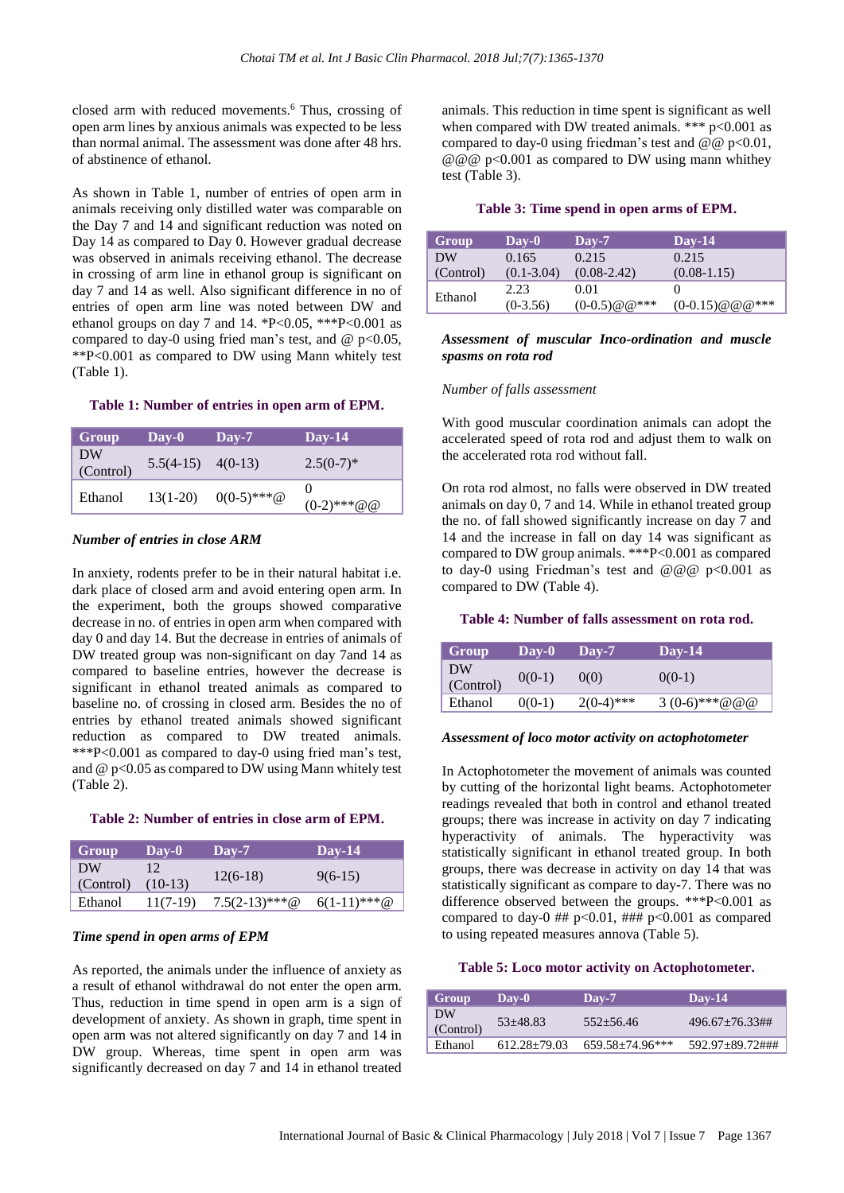closed arm with reduced movements.[6] Thus, crossing of open arm lines by anxious animals was expected to be less than normal animal. The assessment was done after 48 hrs. of abstinence of ethanol.

As shown in Table 1, number of entries of open arm in animals receiving only distilled water was comparable on the Day 7 and 14 and significant reduction was noted on Day 14 as compared to Day 0. However gradual decrease was observed in animals receiving ethanol. The decrease in crossing of arm line in ethanol group is significant on day 7 and 14 as well. Also significant difference in no of entries of open arm line was noted between DW and ethanol groups on day 7 and 14. *P<0.05, ***P<0.001 as compared to day-0 using fried man's test, and @ p<0.05, **P<0.001 as compared to DW using Mann whitely test (Table 1).

**Table 1: Number of entries in open arm of EPM.**

| Group | Day-0 | Day-7 | Day-14 |
|---|---|---|---|
| DW (Control) | 5.5(4-15) | 4(0-13) | 2.5(0-7)* |
| Ethanol | 13(1-20) | 0(0-5)***@ | 0 (0-2)***@@ |

### *Number of entries in close ARM*

In anxiety, rodents prefer to be in their natural habitat i.e. dark place of closed arm and avoid entering open arm. In the experiment, both the groups showed comparative decrease in no. of entries in open arm when compared with day 0 and day 14. But the decrease in entries of animals of DW treated group was non-significant on day 7and 14 as compared to baseline entries, however the decrease is significant in ethanol treated animals as compared to baseline no. of crossing in closed arm. Besides the no of entries by ethanol treated animals showed significant reduction as compared to DW treated animals. ***P<0.001 as compared to day-0 using fried man's test, and @ p<0.05 as compared to DW using Mann whitely test (Table 2).

**Table 2: Number of entries in close arm of EPM.**

| Group | Day-0 | Day-7 | Day-14 |
|---|---|---|---|
| DW (Control) | 12 (10-13) | 12(6-18) | 9(6-15) |
| Ethanol | 11(7-19) | 7.5(2-13)***@ | 6(1-11)***@ |

### *Time spend in open arms of EPM*

As reported, the animals under the influence of anxiety as a result of ethanol withdrawal do not enter the open arm. Thus, reduction in time spend in open arm is a sign of development of anxiety. As shown in graph, time spent in open arm was not altered significantly on day 7 and 14 in DW group. Whereas, time spent in open arm was significantly decreased on day 7 and 14 in ethanol treated animals. This reduction in time spent is significant as well when compared with DW treated animals. *** p<0.001 as compared to day-0 using friedman's test and @@ p<0.01, @@@ p<0.001 as compared to DW using mann whitehy test (Table 3).

**Table 3: Time spend in open arms of EPM.**

| Group | Day-0 | Day-7 | Day-14 |
|---|---|---|---|
| DW (Control) | 0.165 (0.1-3.04) | 0.215 (0.08-2.42) | 0.215 (0.08-1.15) |
| Ethanol | 2.23 (0-3.56) | 0.01 (0-0.5)@@*** | 0 (0-0.15)@@@*** |

### *Assessment of muscular Inco-ordination and muscle spasms on rota rod*

*Number of falls assessment*

With good muscular coordination animals can adopt the accelerated speed of rota rod and adjust them to walk on the accelerated rota rod without fall.

On rota rod almost, no falls were observed in DW treated animals on day 0, 7 and 14. While in ethanol treated group the no. of fall showed significantly increase on day 7 and 14 and the increase in fall on day 14 was significant as compared to DW group animals. ***P<0.001 as compared to day-0 using Friedman's test and @@@ p<0.001 as compared to DW (Table 4).

**Table 4: Number of falls assessment on rota rod.**

| Group | Day-0 | Day-7 | Day-14 |
|---|---|---|---|
| DW (Control) | 0(0-1) | 0(0) | 0(0-1) |
| Ethanol | 0(0-1) | 2(0-4)*** | 3 (0-6)***@@@ |

### *Assessment of loco motor activity on actophotometer*

In Actophotometer the movement of animals was counted by cutting of the horizontal light beams. Actophotometer readings revealed that both in control and ethanol treated groups; there was increase in activity on day 7 indicating hyperactivity of animals. The hyperactivity was statistically significant in ethanol treated group. In both groups, there was decrease in activity on day 14 that was statistically significant as compare to day-7. There was no difference observed between the groups. ***P<0.001 as compared to day-0 ## p<0.01, ### p<0.001 as compared to using repeated measures annova (Table 5).

**Table 5: Loco motor activity on Actophotometer.**

| Group | Day-0 | Day-7 | Day-14 |
|---|---|---|---|
| DW (Control) | 53±48.83 | 552±56.46 | 496.67±76.33## |
| Ethanol | 612.28±79.03 | 659.58±74.96*** | 592.97±89.72### |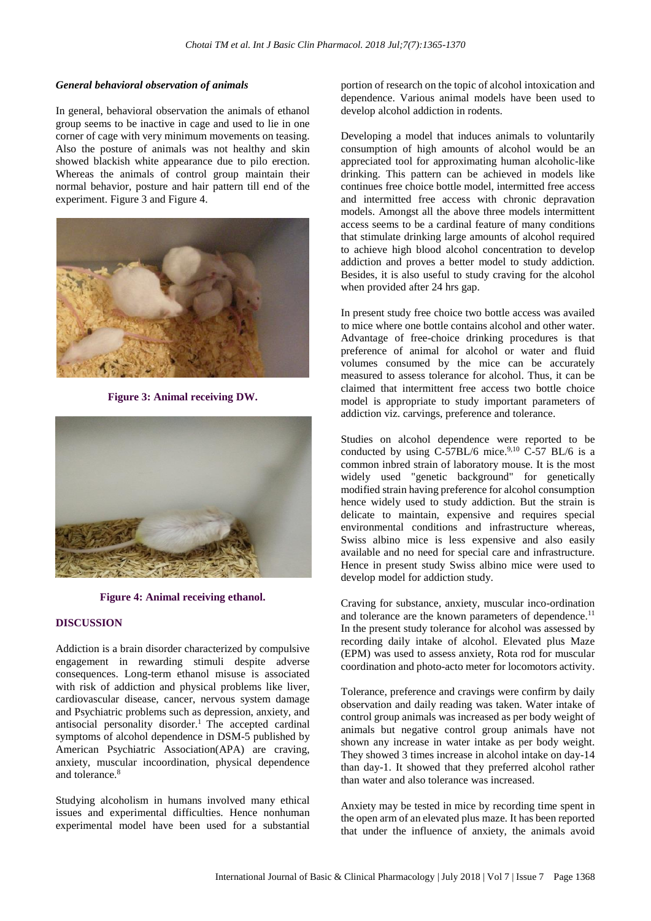### *General behavioral observation of animals*

In general, behavioral observation the animals of ethanol group seems to be inactive in cage and used to lie in one corner of cage with very minimum movements on teasing. Also the posture of animals was not healthy and skin showed blackish white appearance due to pilo erection. Whereas the animals of control group maintain their normal behavior, posture and hair pattern till end of the experiment. Figure 3 and Figure 4.

**Figure 3: Animal receiving DW.**

**Figure 4: Animal receiving ethanol.**

## DISCUSSION

Addiction is a brain disorder characterized by compulsive engagement in rewarding stimuli despite adverse consequences. Long-term ethanol misuse is associated with risk of addiction and physical problems like liver, cardiovascular disease, cancer, nervous system damage and Psychiatric problems such as depression, anxiety, and antisocial personality disorder.[1] The accepted cardinal symptoms of alcohol dependence in DSM-5 published by American Psychiatric Association(APA) are craving, anxiety, muscular incoordination, physical dependence and tolerance.[8]

Studying alcoholism in humans involved many ethical issues and experimental difficulties. Hence nonhuman experimental model have been used for a substantial portion of research on the topic of alcohol intoxication and dependence. Various animal models have been used to develop alcohol addiction in rodents.

Developing a model that induces animals to voluntarily consumption of high amounts of alcohol would be an appreciated tool for approximating human alcoholic-like drinking. This pattern can be achieved in models like continues free choice bottle model, intermitted free access and intermitted free access with chronic depravation models. Amongst all the above three models intermittent access seems to be a cardinal feature of many conditions that stimulate drinking large amounts of alcohol required to achieve high blood alcohol concentration to develop addiction and proves a better model to study addiction. Besides, it is also useful to study craving for the alcohol when provided after 24 hrs gap.

In present study free choice two bottle access was availed to mice where one bottle contains alcohol and other water. Advantage of free-choice drinking procedures is that preference of animal for alcohol or water and fluid volumes consumed by the mice can be accurately measured to assess tolerance for alcohol. Thus, it can be claimed that intermittent free access two bottle choice model is appropriate to study important parameters of addiction viz. carvings, preference and tolerance.

Studies on alcohol dependence were reported to be conducted by using C-57BL/6 mice.[9,10] C-57 BL/6 is a common inbred strain of laboratory mouse. It is the most widely used "genetic background" for genetically modified strain having preference for alcohol consumption hence widely used to study addiction. But the strain is delicate to maintain, expensive and requires special environmental conditions and infrastructure whereas, Swiss albino mice is less expensive and also easily available and no need for special care and infrastructure. Hence in present study Swiss albino mice were used to develop model for addiction study.

Craving for substance, anxiety, muscular inco-ordination and tolerance are the known parameters of dependence.[11] In the present study tolerance for alcohol was assessed by recording daily intake of alcohol. Elevated plus Maze (EPM) was used to assess anxiety, Rota rod for muscular coordination and photo-acto meter for locomotors activity.

Tolerance, preference and cravings were confirm by daily observation and daily reading was taken. Water intake of control group animals was increased as per body weight of animals but negative control group animals have not shown any increase in water intake as per body weight. They showed 3 times increase in alcohol intake on day-14 than day-1. It showed that they preferred alcohol rather than water and also tolerance was increased.

Anxiety may be tested in mice by recording time spent in the open arm of an elevated plus maze. It has been reported that under the influence of anxiety, the animals avoid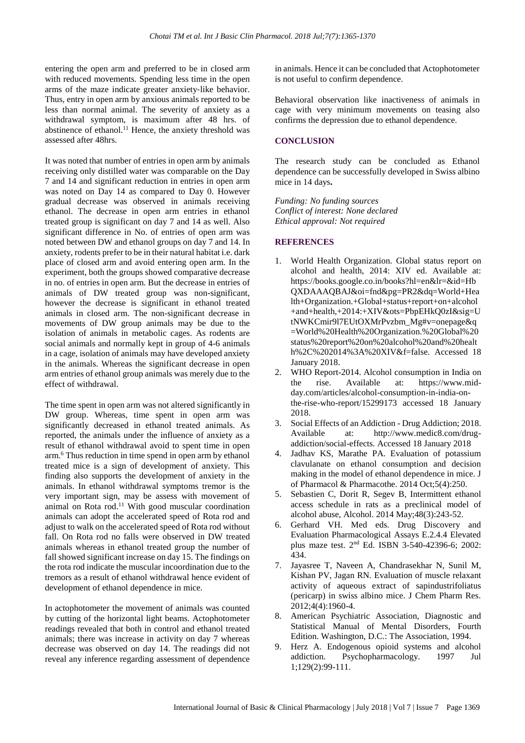entering the open arm and preferred to be in closed arm with reduced movements. Spending less time in the open arms of the maze indicate greater anxiety-like behavior. Thus, entry in open arm by anxious animals reported to be less than normal animal. The severity of anxiety as a withdrawal symptom, is maximum after 48 hrs. of abstinence of ethanol.[11] Hence, the anxiety threshold was assessed after 48hrs.

It was noted that number of entries in open arm by animals receiving only distilled water was comparable on the Day 7 and 14 and significant reduction in entries in open arm was noted on Day 14 as compared to Day 0. However gradual decrease was observed in animals receiving ethanol. The decrease in open arm entries in ethanol treated group is significant on day 7 and 14 as well. Also significant difference in No. of entries of open arm was noted between DW and ethanol groups on day 7 and 14. In anxiety, rodents prefer to be in their natural habitat i.e. dark place of closed arm and avoid entering open arm. In the experiment, both the groups showed comparative decrease in no. of entries in open arm. But the decrease in entries of animals of DW treated group was non-significant, however the decrease is significant in ethanol treated animals in closed arm. The non-significant decrease in movements of DW group animals may be due to the isolation of animals in metabolic cages. As rodents are social animals and normally kept in group of 4-6 animals in a cage, isolation of animals may have developed anxiety in the animals. Whereas the significant decrease in open arm entries of ethanol group animals was merely due to the effect of withdrawal.

The time spent in open arm was not altered significantly in DW group. Whereas, time spent in open arm was significantly decreased in ethanol treated animals. As reported, the animals under the influence of anxiety as a result of ethanol withdrawal avoid to spent time in open arm.[6] Thus reduction in time spend in open arm by ethanol treated mice is a sign of development of anxiety. This finding also supports the development of anxiety in the animals. In ethanol withdrawal symptoms tremor is the very important sign, may be assess with movement of animal on Rota rod.[11] With good muscular coordination animals can adopt the accelerated speed of Rota rod and adjust to walk on the accelerated speed of Rota rod without fall. On Rota rod no falls were observed in DW treated animals whereas in ethanol treated group the number of fall showed significant increase on day 15. The findings on the rota rod indicate the muscular incoordination due to the tremors as a result of ethanol withdrawal hence evident of development of ethanol dependence in mice.

In actophotometer the movement of animals was counted by cutting of the horizontal light beams. Actophotometer readings revealed that both in control and ethanol treated animals; there was increase in activity on day 7 whereas decrease was observed on day 14. The readings did not reveal any inference regarding assessment of dependence in animals. Hence it can be concluded that Actophotometer is not useful to confirm dependence.

Behavioral observation like inactiveness of animals in cage with very minimum movements on teasing also confirms the depression due to ethanol dependence.

## CONCLUSION

The research study can be concluded as Ethanol dependence can be successfully developed in Swiss albino mice in 14 days**.**

*Funding: No funding sources*
*Conflict of interest: None declared*
*Ethical approval: Not required*

## REFERENCES

1. World Health Organization. Global status report on alcohol and health, 2014: XIV ed. Available at: https://books.google.co.in/books?hl=en&lr=&id=HbQXDAAAQBAJ&oi=fnd&pg=PR2&dq=World+Health+Organization.+Global+status+report+on+alcohol+and+health,+2014:+XIV&ots=PbpEHkQ0zI&sig=UtNWKCmir9l7EUtOXMrPvzbm_Mg#v=onepage&q=World%20Health%20Organization.%20Global%20status%20report%20on%20alcohol%20and%20health%2C%202014%3A%20XIV&f=false. Accessed 18 January 2018.
2. WHO Report-2014. Alcohol consumption in India on the rise. Available at: https://www.mid-day.com/articles/alcohol-consumption-in-india-on-the-rise-who-report/15299173 accessed 18 January 2018.
3. Social Effects of an Addiction - Drug Addiction; 2018. Available at: http://www.medic8.com/drug-addiction/social-effects. Accessed 18 January 2018
4. Jadhav KS, Marathe PA. Evaluation of potassium clavulanate on ethanol consumption and decision making in the model of ethanol dependence in mice. J of Pharmacol & Pharmacothe. 2014 Oct;5(4):250.
5. Sebastien C, Dorit R, Segev B, Intermittent ethanol access schedule in rats as a preclinical model of alcohol abuse, Alcohol. 2014 May;48(3):243-52.
6. Gerhard VH. Med eds. Drug Discovery and Evaluation Pharmacological Assays E.2.4.4 Elevated plus maze test. 2nd Ed. ISBN 3-540-42396-6; 2002: 434.
7. Jayasree T, Naveen A, Chandrasekhar N, Sunil M, Kishan PV, Jagan RN. Evaluation of muscle relaxant activity of aqueous extract of sapindustrifoliatus (pericarp) in swiss albino mice. J Chem Pharm Res. 2012;4(4):1960-4.
8. American Psychiatric Association, Diagnostic and Statistical Manual of Mental Disorders, Fourth Edition. Washington, D.C.: The Association, 1994.
9. Herz A. Endogenous opioid systems and alcohol addiction. Psychopharmacology. 1997 Jul 1;129(2):99-111.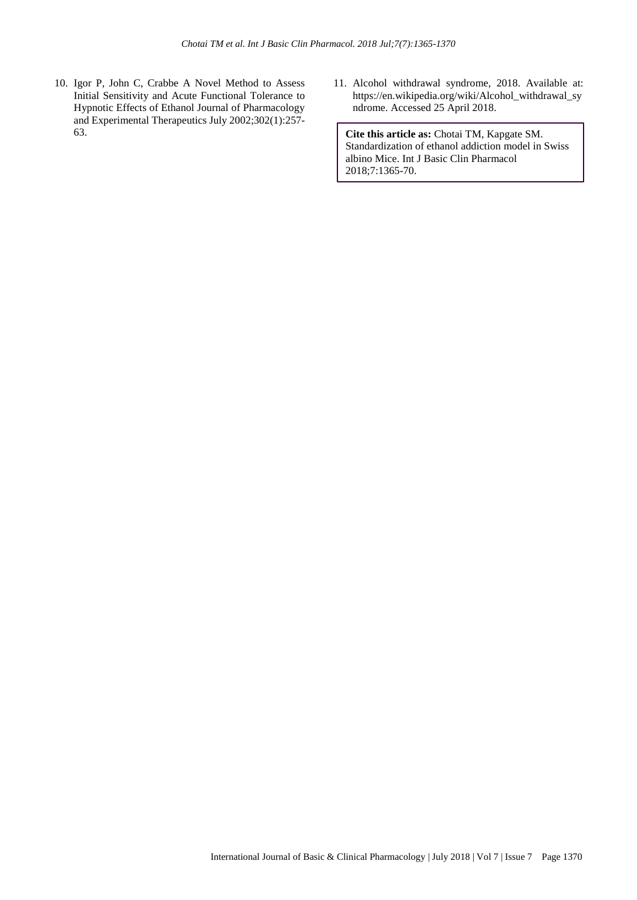10. Igor P, John C, Crabbe A Novel Method to Assess Initial Sensitivity and Acute Functional Tolerance to Hypnotic Effects of Ethanol Journal of Pharmacology and Experimental Therapeutics July 2002;302(1):257-63.
11. Alcohol withdrawal syndrome, 2018. Available at: https://en.wikipedia.org/wiki/Alcohol_withdrawal_syndrome. Accessed 25 April 2018.

**Cite this article as:** Chotai TM, Kapgate SM. Standardization of ethanol addiction model in Swiss albino Mice. Int J Basic Clin Pharmacol 2018;7:1365-70.